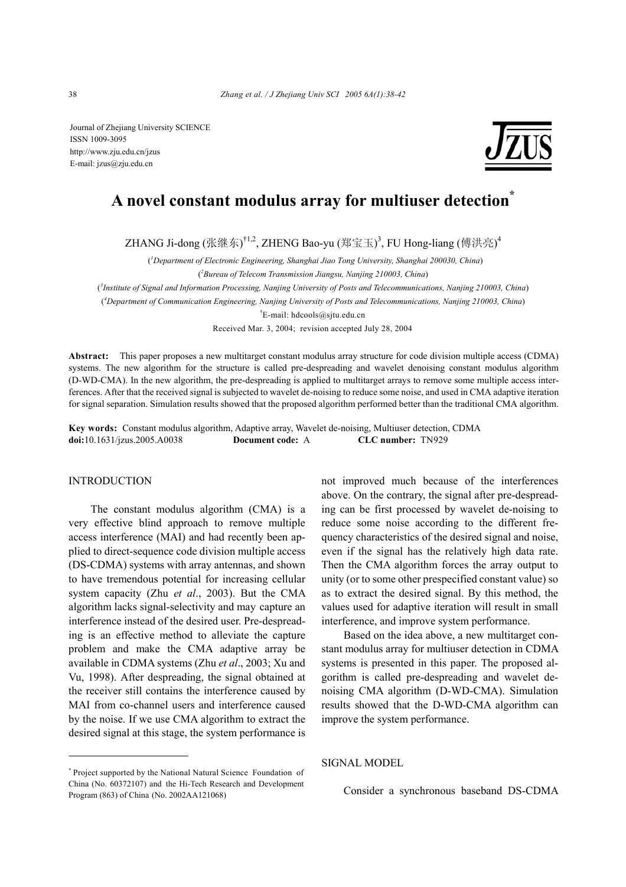Journal of Zhejiang University SCIENCE
ISSN 1009-3095
http://www.zju.edu.cn/jzus
E-mail: jzus@zju.edu.cn

# A novel constant modulus array for multiuser detection*

ZHANG Ji-dong (张继东)[†1,2], ZHENG Bao-yu (郑宝玉)[3], FU Hong-liang (傅洪亮)[4]

([1]*Department of Electronic Engineering, Shanghai Jiao Tong University, Shanghai 200030, China*)

([2]*Bureau of Telecom Transmission Jiangsu, Nanjing 210003, China*)

([3]*Institute of Signal and Information Processing, Nanjing University of Posts and Telecommunications, Nanjing 210003, China*)

([4]*Department of Communication Engineering, Nanjing University of Posts and Telecommunications, Nanjing 210003, China*)

[†]E-mail: hdcools@sjtu.edu.cn

Received Mar. 3, 2004; revision accepted July 28, 2004

**Abstract:** This paper proposes a new multitarget constant modulus array structure for code division multiple access (CDMA) systems. The new algorithm for the structure is called pre-despreading and wavelet denoising constant modulus algorithm (D-WD-CMA). In the new algorithm, the pre-despreading is applied to multitarget arrays to remove some multiple access interferences. After that the received signal is subjected to wavelet de-noising to reduce some noise, and used in CMA adaptive iteration for signal separation. Simulation results showed that the proposed algorithm performed better than the traditional CMA algorithm.

**Key words:** Constant modulus algorithm, Adaptive array, Wavelet de-noising, Multiuser detection, CDMA
**doi:**10.1631/jzus.2005.A0038 **Document code:** A **CLC number:** TN929

## INTRODUCTION

The constant modulus algorithm (CMA) is a very effective blind approach to remove multiple access interference (MAI) and had recently been applied to direct-sequence code division multiple access (DS-CDMA) systems with array antennas, and shown to have tremendous potential for increasing cellular system capacity (Zhu *et al*., 2003). But the CMA algorithm lacks signal-selectivity and may capture an interference instead of the desired user. Pre-despreading is an effective method to alleviate the capture problem and make the CMA adaptive array be available in CDMA systems (Zhu *et al*., 2003; Xu and Vu, 1998). After despreading, the signal obtained at the receiver still contains the interference caused by MAI from co-channel users and interference caused by the noise. If we use CMA algorithm to extract the desired signal at this stage, the system performance is not improved much because of the interferences above. On the contrary, the signal after pre-despreading can be first processed by wavelet de-noising to reduce some noise according to the different frequency characteristics of the desired signal and noise, even if the signal has the relatively high data rate. Then the CMA algorithm forces the array output to unity (or to some other prespecified constant value) so as to extract the desired signal. By this method, the values used for adaptive iteration will result in small interference, and improve system performance.

Based on the idea above, a new multitarget constant modulus array for multiuser detection in CDMA systems is presented in this paper. The proposed algorithm is called pre-despreading and wavelet denoising CMA algorithm (D-WD-CMA). Simulation results showed that the D-WD-CMA algorithm can improve the system performance.

## SIGNAL MODEL

Consider a synchronous baseband DS-CDMA

* Project supported by the National Natural Science Foundation of China (No. 60372107) and the Hi-Tech Research and Development Program (863) of China (No. 2002AA121068)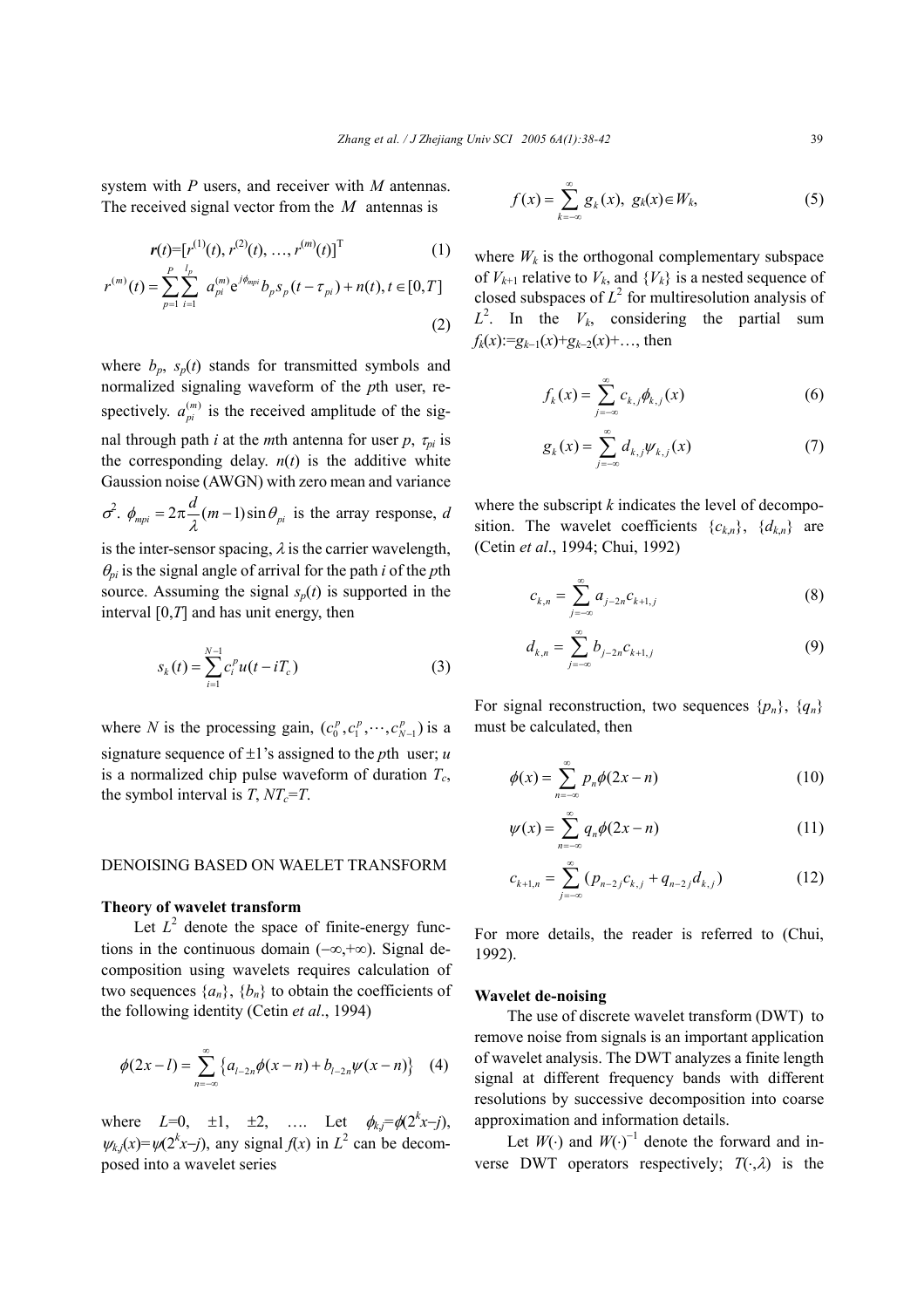system with $P$ users, and receiver with $M$ antennas. The received signal vector from the $M$ antennas is

$$\boldsymbol{r}(t)=[r^{(1)}(t), r^{(2)}(t), \ldots, r^{(m)}(t)]^{\mathrm{T}} \tag{1}$$

$$r^{(m)}(t)=\sum_{p=1}^{P}\sum_{i=1}^{l_p} a_{pi}^{(m)} \mathrm{e}^{j\phi_{mpi}} b_p s_p(t-\tau_{pi})+n(t), t\in[0,T] \tag{2}$$

where $b_p$, $s_p(t)$ stands for transmitted symbols and normalized signaling waveform of the $p$th user, respectively. $a_{pi}^{(m)}$ is the received amplitude of the signal through path $i$ at the $m$th antenna for user $p$, $\tau_{pi}$ is the corresponding delay. $n(t)$ is the additive white Gaussion noise (AWGN) with zero mean and variance $\sigma^2$. $\phi_{mpi}=2\pi\dfrac{d}{\lambda}(m-1)\sin\theta_{pi}$ is the array response, $d$ is the inter-sensor spacing, $\lambda$ is the carrier wavelength, $\theta_{pi}$ is the signal angle of arrival for the path $i$ of the $p$th source. Assuming the signal $s_p(t)$ is supported in the interval $[0,T]$ and has unit energy, then

$$s_k(t)=\sum_{i=1}^{N-1} c_i^p u(t-iT_c) \tag{3}$$

where $N$ is the processing gain, $(c_0^p, c_1^p, \cdots, c_{N-1}^p)$ is a signature sequence of $\pm1$'s assigned to the $p$th user; $u$ is a normalized chip pulse waveform of duration $T_c$, the symbol interval is $T$, $NT_c=T$.

## DENOISING BASED ON WAELET TRANSFORM

### Theory of wavelet transform

Let $L^2$ denote the space of finite-energy functions in the continuous domain $(-\infty,+\infty)$. Signal decomposition using wavelets requires calculation of two sequences $\{a_n\}$, $\{b_n\}$ to obtain the coefficients of the following identity (Cetin *et al*., 1994)

$$\phi(2x-l)=\sum_{n=-\infty}^{\infty}\left\{a_{l-2n}\phi(x-n)+b_{l-2n}\psi(x-n)\right\} \tag{4}$$

where $L=0, \pm1, \pm2, \ldots$. Let $\phi_{k,j}=\phi(2^k x-j)$, $\psi_{k,j}(x)=\psi(2^k x-j)$, any signal $f(x)$ in $L^2$ can be decomposed into a wavelet series

$$f(x)=\sum_{k=-\infty}^{\infty} g_k(x),\ g_k(x)\in W_k, \tag{5}$$

where $W_k$ is the orthogonal complementary subspace of $V_{k+1}$ relative to $V_k$, and $\{V_k\}$ is a nested sequence of closed subspaces of $L^2$ for multiresolution analysis of $L^2$. In the $V_k$, considering the partial sum $f_k(x):=g_{k-1}(x)+g_{k-2}(x)+\ldots$, then

$$f_k(x)=\sum_{j=-\infty}^{\infty} c_{k,j}\phi_{k,j}(x) \tag{6}$$

$$g_k(x)=\sum_{j=-\infty}^{\infty} d_{k,j}\psi_{k,j}(x) \tag{7}$$

where the subscript $k$ indicates the level of decomposition. The wavelet coefficients $\{c_{k,n}\}$, $\{d_{k,n}\}$ are (Cetin *et al*., 1994; Chui, 1992)

$$c_{k,n}=\sum_{j=-\infty}^{\infty} a_{j-2n}c_{k+1,j} \tag{8}$$

$$d_{k,n}=\sum_{j=-\infty}^{\infty} b_{j-2n}c_{k+1,j} \tag{9}$$

For signal reconstruction, two sequences $\{p_n\}$, $\{q_n\}$ must be calculated, then

$$\phi(x)=\sum_{n=-\infty}^{\infty} p_n\phi(2x-n) \tag{10}$$

$$\psi(x)=\sum_{n=-\infty}^{\infty} q_n\phi(2x-n) \tag{11}$$

$$c_{k+1,n}=\sum_{j=-\infty}^{\infty}(p_{n-2j}c_{k,j}+q_{n-2j}d_{k,j}) \tag{12}$$

For more details, the reader is referred to (Chui, 1992).

### Wavelet de-noising

The use of discrete wavelet transform (DWT) to remove noise from signals is an important application of wavelet analysis. The DWT analyzes a finite length signal at different frequency bands with different resolutions by successive decomposition into coarse approximation and information details.

Let $W(\cdot)$ and $W(\cdot)^{-1}$ denote the forward and inverse DWT operators respectively; $T(\cdot,\lambda)$ is the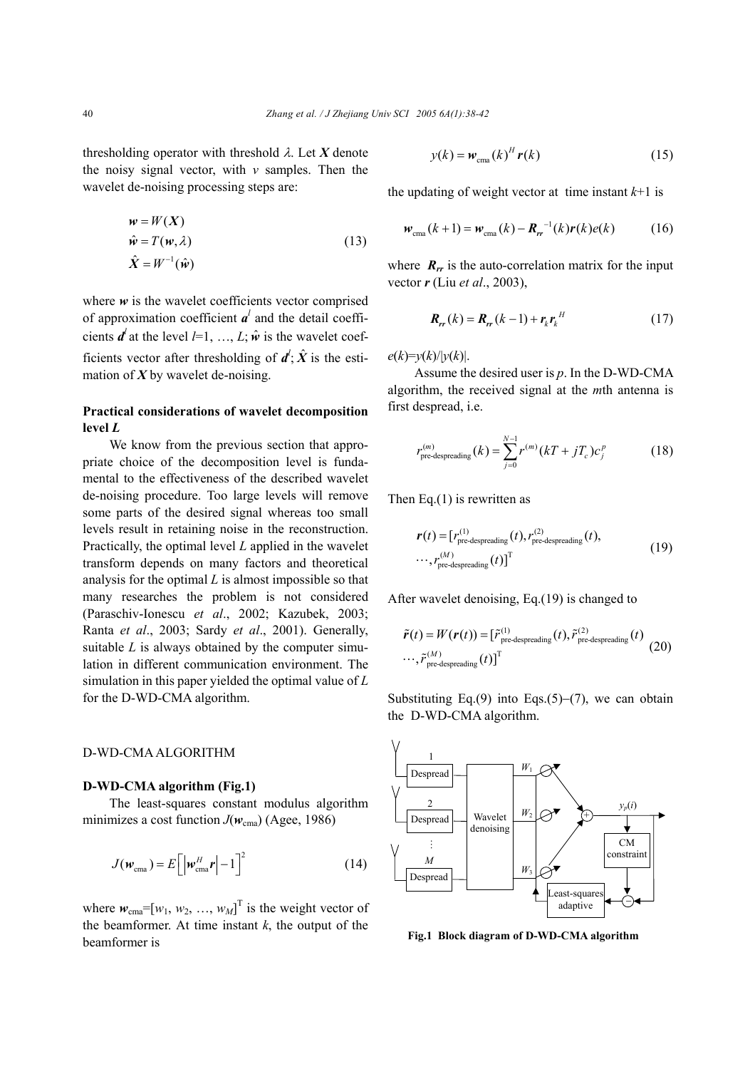thresholding operator with threshold $\lambda$. Let $\boldsymbol{X}$ denote the noisy signal vector, with $v$ samples. Then the wavelet de-noising processing steps are:

$$
\begin{aligned}
&\boldsymbol{w}=W(\boldsymbol{X})\\
&\hat{\boldsymbol{w}}=T(\boldsymbol{w},\lambda)\\
&\hat{\boldsymbol{X}}=W^{-1}(\hat{\boldsymbol{w}})
\end{aligned}
\tag{13}
$$

where $\boldsymbol{w}$ is the wavelet coefficients vector comprised of approximation coefficient $\boldsymbol{a}^l$ and the detail coefficients $\boldsymbol{d}^l$ at the level $l$=1, …, $L$; $\hat{\boldsymbol{w}}$ is the wavelet coefficients vector after thresholding of $\boldsymbol{d}^l$; $\hat{\boldsymbol{X}}$ is the estimation of $\boldsymbol{X}$ by wavelet de-noising.

### Practical considerations of wavelet decomposition level *L*

We know from the previous section that appropriate choice of the decomposition level is fundamental to the effectiveness of the described wavelet de-noising procedure. Too large levels will remove some parts of the desired signal whereas too small levels result in retaining noise in the reconstruction. Practically, the optimal level $L$ applied in the wavelet transform depends on many factors and theoretical analysis for the optimal $L$ is almost impossible so that many researches the problem is not considered (Paraschiv-Ionescu *et al*., 2002; Kazubek, 2003; Ranta *et al*., 2003; Sardy *et al*., 2001). Generally, suitable $L$ is always obtained by the computer simulation in different communication environment. The simulation in this paper yielded the optimal value of $L$ for the D-WD-CMA algorithm.

## D-WD-CMA ALGORITHM

### D-WD-CMA algorithm (Fig.1)

The least-squares constant modulus algorithm minimizes a cost function $J(\boldsymbol{w}_{\text{cma}})$ (Agee, 1986)

$$
J(\boldsymbol{w}_{\text{cma}})=E\left[\left|\boldsymbol{w}_{\text{cma}}^{H}\boldsymbol{r}\right|-1\right]^2 \tag{14}
$$

where $\boldsymbol{w}_{\text{cma}}=[w_1, w_2, \ldots, w_M]^{\text{T}}$ is the weight vector of the beamformer. At time instant $k$, the output of the beamformer is

$$
y(k)=\boldsymbol{w}_{\text{cma}}(k)^H\boldsymbol{r}(k) \tag{15}
$$

the updating of weight vector at time instant $k$+1 is

$$
\boldsymbol{w}_{\text{cma}}(k+1)=\boldsymbol{w}_{\text{cma}}(k)-\boldsymbol{R}_{\boldsymbol{rr}}^{-1}(k)\boldsymbol{r}(k)e(k) \tag{16}
$$

where $\boldsymbol{R}_{\boldsymbol{rr}}$ is the auto-correlation matrix for the input vector $\boldsymbol{r}$ (Liu *et al*., 2003),

$$
\boldsymbol{R}_{\boldsymbol{rr}}(k)=\boldsymbol{R}_{\boldsymbol{rr}}(k-1)+\boldsymbol{r}_k\boldsymbol{r}_k^H \tag{17}
$$

$e(k)=y(k)/|y(k)|$.

Assume the desired user is $p$. In the D-WD-CMA algorithm, the received signal at the $m$th antenna is first despread, i.e.

$$
r_{\text{pre-despreading}}^{(m)}(k)=\sum_{j=0}^{N-1}r^{(m)}(kT+jT_c)c_j^p \tag{18}
$$

Then Eq.(1) is rewritten as

$$
\boldsymbol{r}(t)=[r_{\text{pre-despreading}}^{(1)}(t), r_{\text{pre-despreading}}^{(2)}(t), \cdots, r_{\text{pre-despreading}}^{(M)}(t)]^{\text{T}} \tag{19}
$$

After wavelet denoising, Eq.(19) is changed to

$$
\tilde{\boldsymbol{r}}(t)=W(\boldsymbol{r}(t))=[\tilde{r}_{\text{pre-despreading}}^{(1)}(t), \tilde{r}_{\text{pre-despreading}}^{(2)}(t) \cdots, \tilde{r}_{\text{pre-despreading}}^{(M)}(t)]^{\text{T}} \tag{20}
$$

Substituting Eq.(9) into Eqs.(5)–(7), we can obtain the D-WD-CMA algorithm.

**Fig.1 Block diagram of D-WD-CMA algorithm**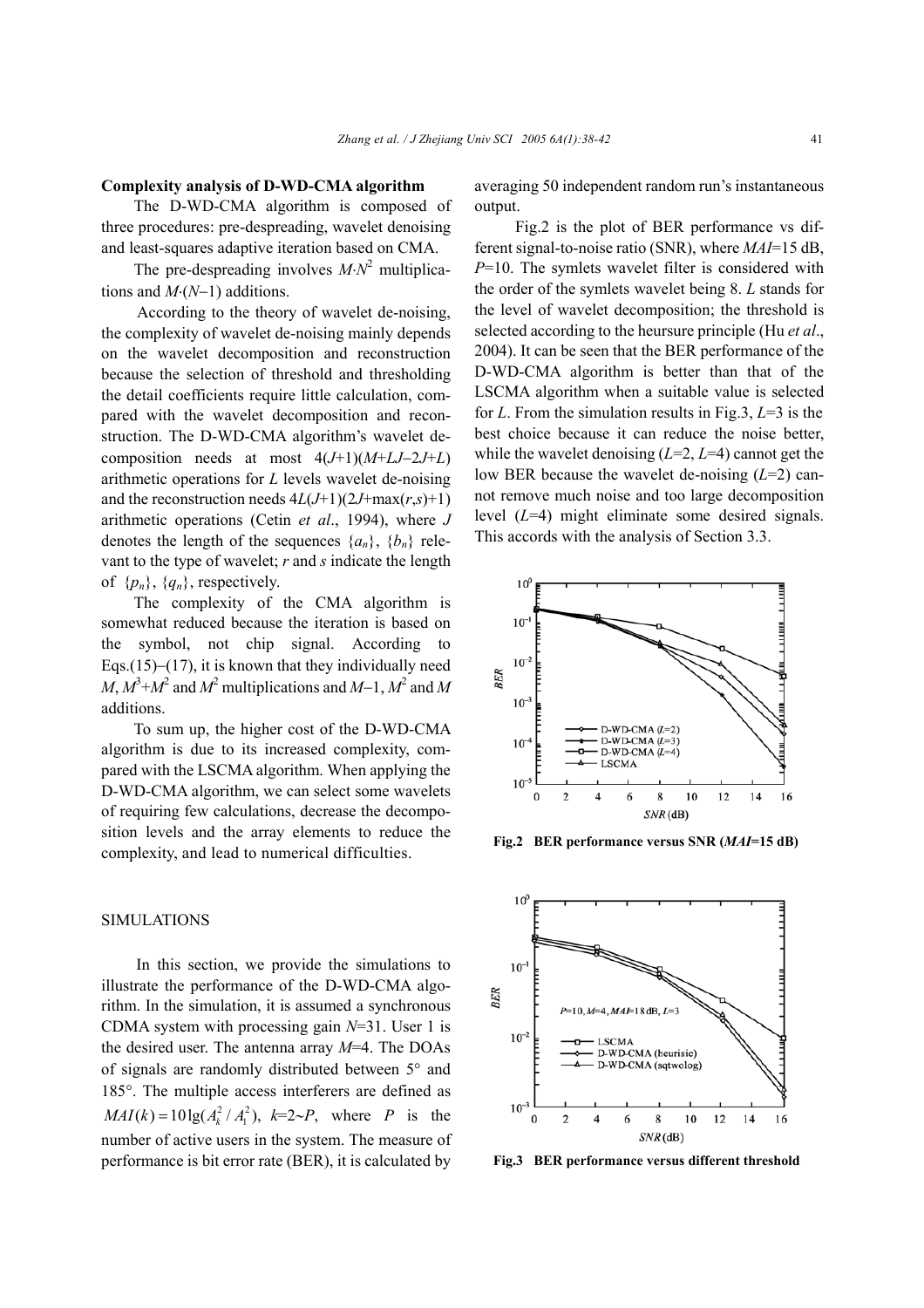### Complexity analysis of D-WD-CMA algorithm

The D-WD-CMA algorithm is composed of three procedures: pre-despreading, wavelet denoising and least-squares adaptive iteration based on CMA.

The pre-despreading involves $M{\cdot}N^2$ multiplications and $M{\cdot}(N-1)$ additions.

According to the theory of wavelet de-noising, the complexity of wavelet de-noising mainly depends on the wavelet decomposition and reconstruction because the selection of threshold and thresholding the detail coefficients require little calculation, compared with the wavelet decomposition and reconstruction. The D-WD-CMA algorithm's wavelet decomposition needs at most $4(J+1)(M+LJ-2J+L)$ arithmetic operations for $L$ levels wavelet de-noising and the reconstruction needs $4L(J+1)(2J+\max(r,s)+1)$ arithmetic operations (Cetin *et al*., 1994), where $J$ denotes the length of the sequences $\{a_n\}$, $\{b_n\}$ relevant to the type of wavelet; $r$ and $s$ indicate the length of $\{p_n\}$, $\{q_n\}$, respectively.

The complexity of the CMA algorithm is somewhat reduced because the iteration is based on the symbol, not chip signal. According to Eqs.(15)–(17), it is known that they individually need $M$, $M^3+M^2$ and $M^2$ multiplications and $M-1$, $M^2$ and $M$ additions.

To sum up, the higher cost of the D-WD-CMA algorithm is due to its increased complexity, compared with the LSCMA algorithm. When applying the D-WD-CMA algorithm, we can select some wavelets of requiring few calculations, decrease the decomposition levels and the array elements to reduce the complexity, and lead to numerical difficulties.

## SIMULATIONS

In this section, we provide the simulations to illustrate the performance of the D-WD-CMA algorithm. In the simulation, it is assumed a synchronous CDMA system with processing gain $N$=31. User 1 is the desired user. The antenna array $M$=4. The DOAs of signals are randomly distributed between 5° and 185°. The multiple access interferers are defined as $MAI(k)=10\lg(A_k^2/A_1^2)$, $k$=2~$P$, where $P$ is the number of active users in the system. The measure of performance is bit error rate (BER), it is calculated by averaging 50 independent random run's instantaneous output.

Fig.2 is the plot of BER performance vs different signal-to-noise ratio (SNR), where $MAI$=15 dB, $P$=10. The symlets wavelet filter is considered with the order of the symlets wavelet being 8. $L$ stands for the level of wavelet decomposition; the threshold is selected according to the heursure principle (Hu *et al*., 2004). It can be seen that the BER performance of the D-WD-CMA algorithm is better than that of the LSCMA algorithm when a suitable value is selected for $L$. From the simulation results in Fig.3, $L$=3 is the best choice because it can reduce the noise better, while the wavelet denoising ($L$=2, $L$=4) cannot get the low BER because the wavelet de-noising ($L$=2) cannot remove much noise and too large decomposition level ($L$=4) might eliminate some desired signals. This accords with the analysis of Section 3.3.

**Fig.2 BER performance versus SNR (*MAI*=15 dB)**

**Fig.3 BER performance versus different threshold**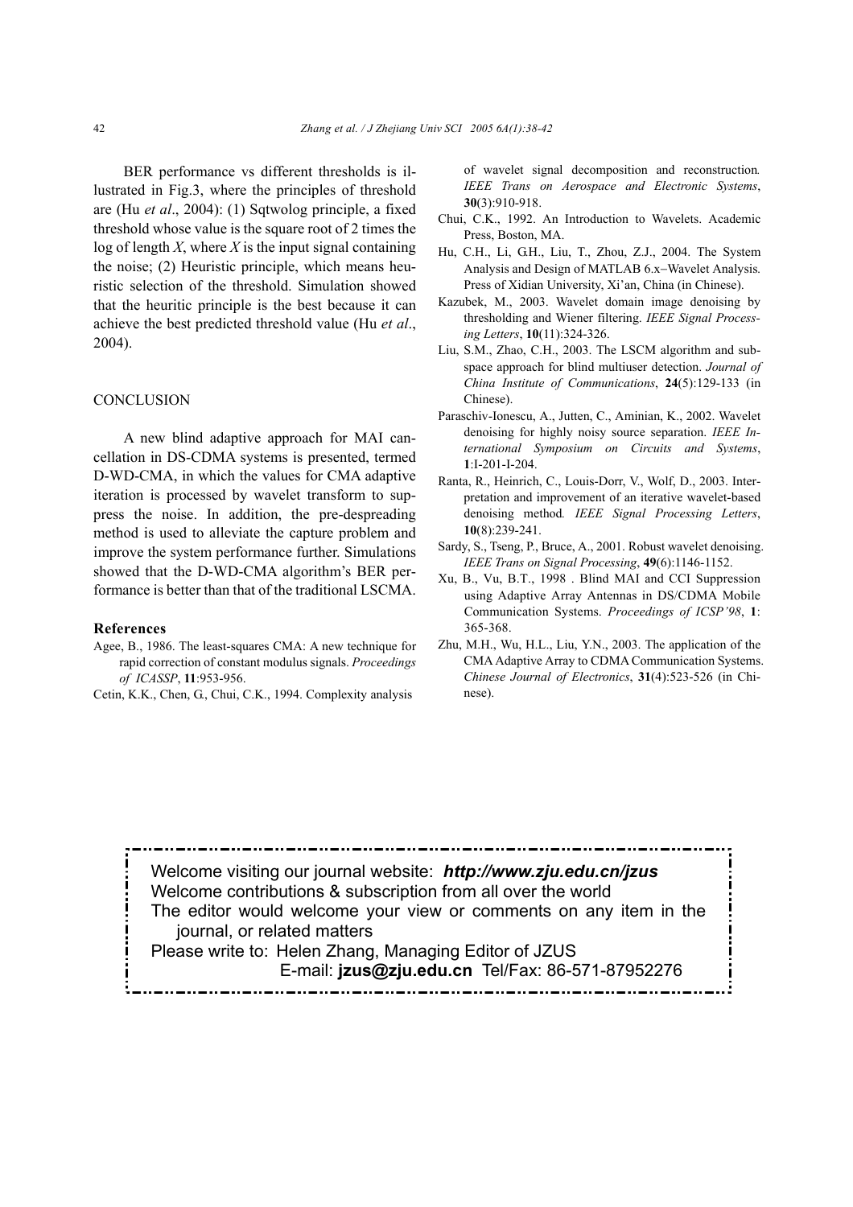BER performance vs different thresholds is illustrated in Fig.3, where the principles of threshold are (Hu *et al*., 2004): (1) Sqtwolog principle, a fixed threshold whose value is the square root of 2 times the log of length $X$, where $X$ is the input signal containing the noise; (2) Heuristic principle, which means heuristic selection of the threshold. Simulation showed that the heuritic principle is the best because it can achieve the best predicted threshold value (Hu *et al*., 2004).

## CONCLUSION

A new blind adaptive approach for MAI cancellation in DS-CDMA systems is presented, termed D-WD-CMA, in which the values for CMA adaptive iteration is processed by wavelet transform to suppress the noise. In addition, the pre-despreading method is used to alleviate the capture problem and improve the system performance further. Simulations showed that the D-WD-CMA algorithm's BER performance is better than that of the traditional LSCMA.

### References

Agee, B., 1986. The least-squares CMA: A new technique for rapid correction of constant modulus signals. *Proceedings of ICASSP*, **11**:953-956.

Cetin, K.K., Chen, G., Chui, C.K., 1994. Complexity analysis of wavelet signal decomposition and reconstruction. *IEEE Trans on Aerospace and Electronic Systems*, **30**(3):910-918.

Chui, C.K., 1992. An Introduction to Wavelets. Academic Press, Boston, MA.

Hu, C.H., Li, G.H., Liu, T., Zhou, Z.J., 2004. The System Analysis and Design of MATLAB 6.x−Wavelet Analysis. Press of Xidian University, Xi'an, China (in Chinese).

Kazubek, M., 2003. Wavelet domain image denoising by thresholding and Wiener filtering. *IEEE Signal Processing Letters*, **10**(11):324-326.

Liu, S.M., Zhao, C.H., 2003. The LSCM algorithm and subspace approach for blind multiuser detection. *Journal of China Institute of Communications*, **24**(5):129-133 (in Chinese).

Paraschiv-Ionescu, A., Jutten, C., Aminian, K., 2002. Wavelet denoising for highly noisy source separation. *IEEE International Symposium on Circuits and Systems*, **1**:I-201-I-204.

Ranta, R., Heinrich, C., Louis-Dorr, V., Wolf, D., 2003. Interpretation and improvement of an iterative wavelet-based denoising method. *IEEE Signal Processing Letters*, **10**(8):239-241.

Sardy, S., Tseng, P., Bruce, A., 2001. Robust wavelet denoising. *IEEE Trans on Signal Processing*, **49**(6):1146-1152.

Xu, B., Vu, B.T., 1998 . Blind MAI and CCI Suppression using Adaptive Array Antennas in DS/CDMA Mobile Communication Systems. *Proceedings of ICSP'98*, **1**: 365-368.

Zhu, M.H., Wu, H.L., Liu, Y.N., 2003. The application of the CMA Adaptive Array to CDMA Communication Systems. *Chinese Journal of Electronics*, **31**(4):523-526 (in Chinese).

Welcome visiting our journal website: ***http://www.zju.edu.cn/jzus***
Welcome contributions & subscription from all over the world
The editor would welcome your view or comments on any item in the journal, or related matters
Please write to: Helen Zhang, Managing Editor of JZUS
E-mail: **jzus@zju.edu.cn** Tel/Fax: 86-571-87952276